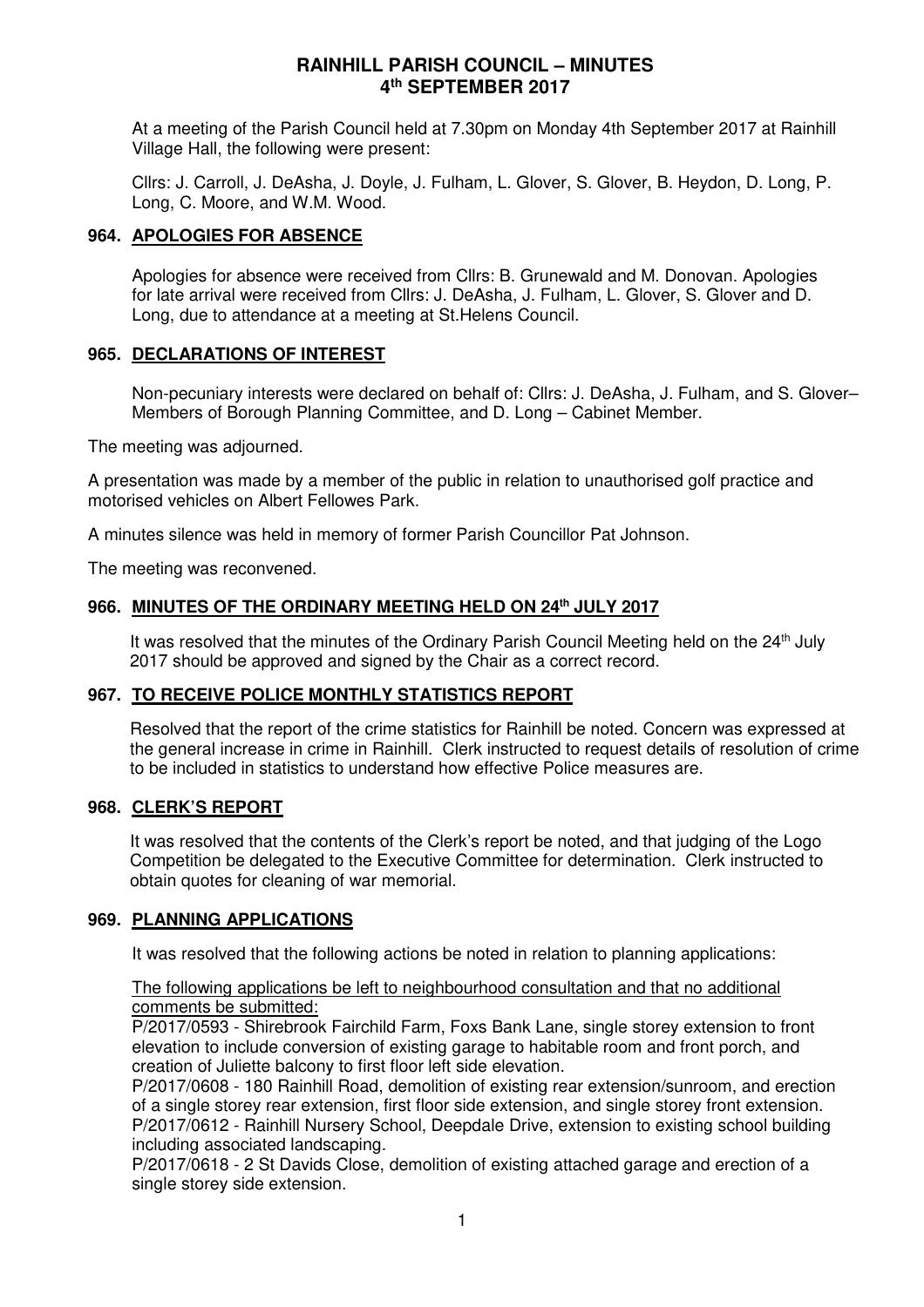# RAINHILL PARISH COUNCIL – MINUTES
# 4th SEPTEMBER 2017

At a meeting of the Parish Council held at 7.30pm on Monday 4th September 2017 at Rainhill Village Hall, the following were present:

Cllrs: J. Carroll, J. DeAsha, J. Doyle, J. Fulham, L. Glover, S. Glover, B. Heydon, D. Long, P. Long, C. Moore, and W.M. Wood.

## 964. APOLOGIES FOR ABSENCE

Apologies for absence were received from Cllrs: B. Grunewald and M. Donovan. Apologies for late arrival were received from Cllrs: J. DeAsha, J. Fulham, L. Glover, S. Glover and D. Long, due to attendance at a meeting at St.Helens Council.

## 965. DECLARATIONS OF INTEREST

Non-pecuniary interests were declared on behalf of: Cllrs: J. DeAsha, J. Fulham, and S. Glover– Members of Borough Planning Committee, and D. Long – Cabinet Member.

The meeting was adjourned.

A presentation was made by a member of the public in relation to unauthorised golf practice and motorised vehicles on Albert Fellowes Park.

A minutes silence was held in memory of former Parish Councillor Pat Johnson.

The meeting was reconvened.

## 966. MINUTES OF THE ORDINARY MEETING HELD ON 24th JULY 2017

It was resolved that the minutes of the Ordinary Parish Council Meeting held on the 24th July 2017 should be approved and signed by the Chair as a correct record.

## 967. TO RECEIVE POLICE MONTHLY STATISTICS REPORT

Resolved that the report of the crime statistics for Rainhill be noted. Concern was expressed at the general increase in crime in Rainhill. Clerk instructed to request details of resolution of crime to be included in statistics to understand how effective Police measures are.

## 968. CLERK'S REPORT

It was resolved that the contents of the Clerk's report be noted, and that judging of the Logo Competition be delegated to the Executive Committee for determination. Clerk instructed to obtain quotes for cleaning of war memorial.

## 969. PLANNING APPLICATIONS

It was resolved that the following actions be noted in relation to planning applications:

The following applications be left to neighbourhood consultation and that no additional comments be submitted:

P/2017/0593 - Shirebrook Fairchild Farm, Foxs Bank Lane, single storey extension to front elevation to include conversion of existing garage to habitable room and front porch, and creation of Juliette balcony to first floor left side elevation.

P/2017/0608 - 180 Rainhill Road, demolition of existing rear extension/sunroom, and erection of a single storey rear extension, first floor side extension, and single storey front extension.

P/2017/0612 - Rainhill Nursery School, Deepdale Drive, extension to existing school building including associated landscaping.

P/2017/0618 - 2 St Davids Close, demolition of existing attached garage and erection of a single storey side extension.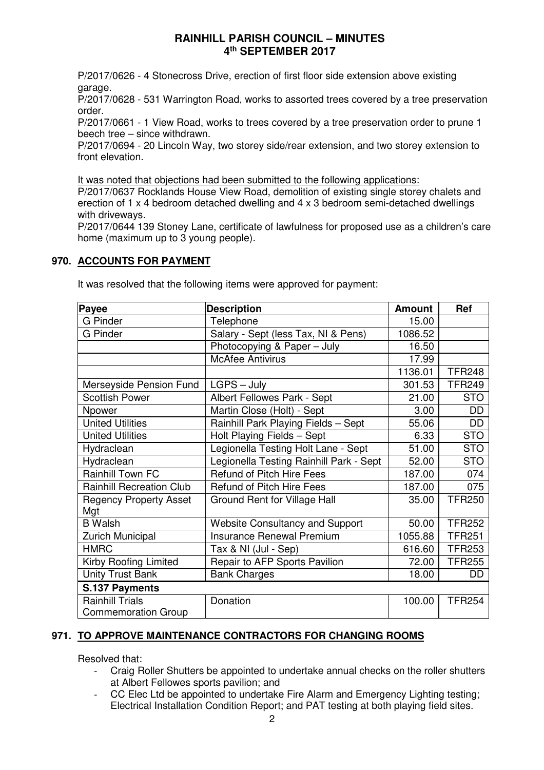P/2017/0626 - 4 Stonecross Drive, erection of first floor side extension above existing garage.
P/2017/0628 - 531 Warrington Road, works to assorted trees covered by a tree preservation order.
P/2017/0661 - 1 View Road, works to trees covered by a tree preservation order to prune 1 beech tree – since withdrawn.
P/2017/0694 - 20 Lincoln Way, two storey side/rear extension, and two storey extension to front elevation.

It was noted that objections had been submitted to the following applications:
P/2017/0637 Rocklands House View Road, demolition of existing single storey chalets and erection of 1 x 4 bedroom detached dwelling and 4 x 3 bedroom semi-detached dwellings with driveways.
P/2017/0644 139 Stoney Lane, certificate of lawfulness for proposed use as a children's care home (maximum up to 3 young people).

## 970. ACCOUNTS FOR PAYMENT

It was resolved that the following items were approved for payment:

| Payee | Description | Amount | Ref |
|---|---|---|---|
| G Pinder | Telephone | 15.00 | |
| G Pinder | Salary - Sept (less Tax, NI & Pens) | 1086.52 | |
| | Photocopying & Paper – July | 16.50 | |
| | McAfee Antivirus | 17.99 | |
| | | 1136.01 | TFR248 |
| Merseyside Pension Fund | LGPS – July | 301.53 | TFR249 |
| Scottish Power | Albert Fellowes Park - Sept | 21.00 | STO |
| Npower | Martin Close (Holt) - Sept | 3.00 | DD |
| United Utilities | Rainhill Park Playing Fields – Sept | 55.06 | DD |
| United Utilities | Holt Playing Fields – Sept | 6.33 | STO |
| Hydraclean | Legionella Testing Holt Lane - Sept | 51.00 | STO |
| Hydraclean | Legionella Testing Rainhill Park - Sept | 52.00 | STO |
| Rainhill Town FC | Refund of Pitch Hire Fees | 187.00 | 074 |
| Rainhill Recreation Club | Refund of Pitch Hire Fees | 187.00 | 075 |
| Regency Property Asset Mgt | Ground Rent for Village Hall | 35.00 | TFR250 |
| B Walsh | Website Consultancy and Support | 50.00 | TFR252 |
| Zurich Municipal | Insurance Renewal Premium | 1055.88 | TFR251 |
| HMRC | Tax & NI (Jul - Sep) | 616.60 | TFR253 |
| Kirby Roofing Limited | Repair to AFP Sports Pavilion | 72.00 | TFR255 |
| Unity Trust Bank | Bank Charges | 18.00 | DD |
| **S.137 Payments** | | | |
| Rainhill Trials Commemoration Group | Donation | 100.00 | TFR254 |

## 971. TO APPROVE MAINTENANCE CONTRACTORS FOR CHANGING ROOMS

Resolved that:

- Craig Roller Shutters be appointed to undertake annual checks on the roller shutters at Albert Fellowes sports pavilion; and
- CC Elec Ltd be appointed to undertake Fire Alarm and Emergency Lighting testing; Electrical Installation Condition Report; and PAT testing at both playing field sites.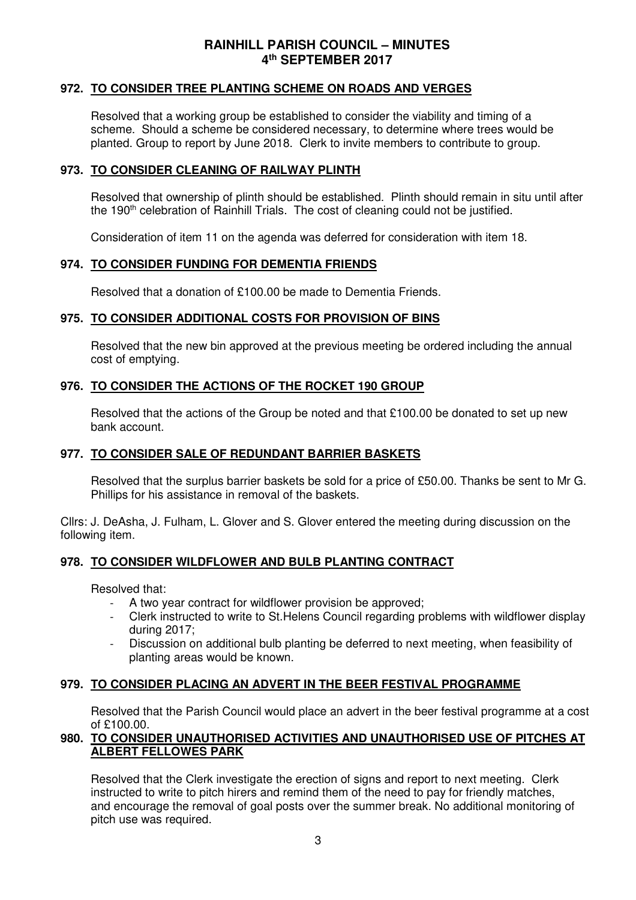# RAINHILL PARISH COUNCIL – MINUTES
## 4th SEPTEMBER 2017

### 972. TO CONSIDER TREE PLANTING SCHEME ON ROADS AND VERGES

Resolved that a working group be established to consider the viability and timing of a scheme. Should a scheme be considered necessary, to determine where trees would be planted. Group to report by June 2018. Clerk to invite members to contribute to group.

### 973. TO CONSIDER CLEANING OF RAILWAY PLINTH

Resolved that ownership of plinth should be established. Plinth should remain in situ until after the 190th celebration of Rainhill Trials. The cost of cleaning could not be justified.

Consideration of item 11 on the agenda was deferred for consideration with item 18.

### 974. TO CONSIDER FUNDING FOR DEMENTIA FRIENDS

Resolved that a donation of £100.00 be made to Dementia Friends.

### 975. TO CONSIDER ADDITIONAL COSTS FOR PROVISION OF BINS

Resolved that the new bin approved at the previous meeting be ordered including the annual cost of emptying.

### 976. TO CONSIDER THE ACTIONS OF THE ROCKET 190 GROUP

Resolved that the actions of the Group be noted and that £100.00 be donated to set up new bank account.

### 977. TO CONSIDER SALE OF REDUNDANT BARRIER BASKETS

Resolved that the surplus barrier baskets be sold for a price of £50.00. Thanks be sent to Mr G. Phillips for his assistance in removal of the baskets.

Cllrs: J. DeAsha, J. Fulham, L. Glover and S. Glover entered the meeting during discussion on the following item.

### 978. TO CONSIDER WILDFLOWER AND BULB PLANTING CONTRACT

Resolved that:

- A two year contract for wildflower provision be approved;
- Clerk instructed to write to St.Helens Council regarding problems with wildflower display during 2017;
- Discussion on additional bulb planting be deferred to next meeting, when feasibility of planting areas would be known.

### 979. TO CONSIDER PLACING AN ADVERT IN THE BEER FESTIVAL PROGRAMME

Resolved that the Parish Council would place an advert in the beer festival programme at a cost of £100.00.

### 980. TO CONSIDER UNAUTHORISED ACTIVITIES AND UNAUTHORISED USE OF PITCHES AT ALBERT FELLOWES PARK

Resolved that the Clerk investigate the erection of signs and report to next meeting. Clerk instructed to write to pitch hirers and remind them of the need to pay for friendly matches, and encourage the removal of goal posts over the summer break. No additional monitoring of pitch use was required.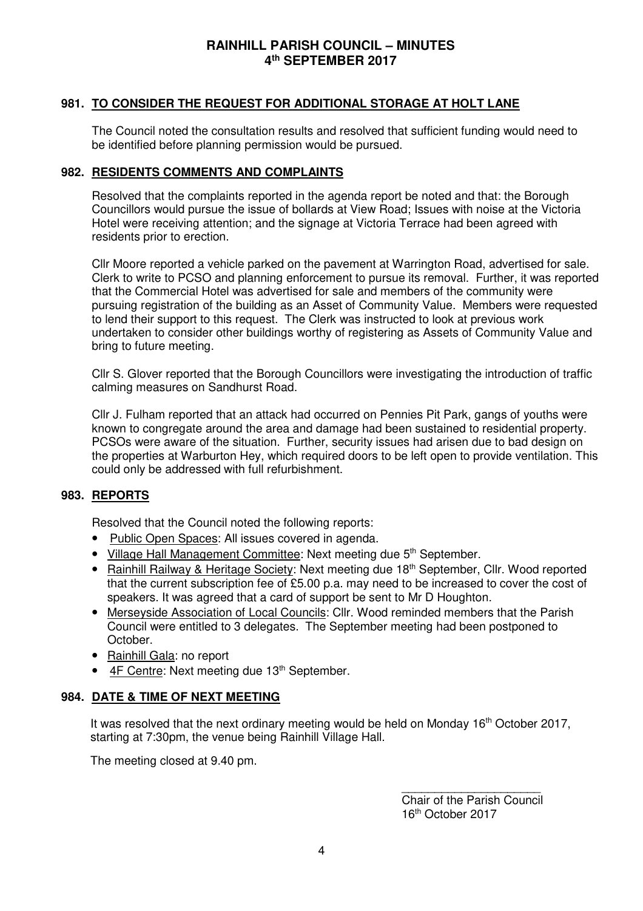# RAINHILL PARISH COUNCIL – MINUTES
# 4th SEPTEMBER 2017

## 981. TO CONSIDER THE REQUEST FOR ADDITIONAL STORAGE AT HOLT LANE

The Council noted the consultation results and resolved that sufficient funding would need to be identified before planning permission would be pursued.

## 982. RESIDENTS COMMENTS AND COMPLAINTS

Resolved that the complaints reported in the agenda report be noted and that: the Borough Councillors would pursue the issue of bollards at View Road; Issues with noise at the Victoria Hotel were receiving attention; and the signage at Victoria Terrace had been agreed with residents prior to erection.

Cllr Moore reported a vehicle parked on the pavement at Warrington Road, advertised for sale. Clerk to write to PCSO and planning enforcement to pursue its removal. Further, it was reported that the Commercial Hotel was advertised for sale and members of the community were pursuing registration of the building as an Asset of Community Value. Members were requested to lend their support to this request. The Clerk was instructed to look at previous work undertaken to consider other buildings worthy of registering as Assets of Community Value and bring to future meeting.

Cllr S. Glover reported that the Borough Councillors were investigating the introduction of traffic calming measures on Sandhurst Road.

Cllr J. Fulham reported that an attack had occurred on Pennies Pit Park, gangs of youths were known to congregate around the area and damage had been sustained to residential property. PCSOs were aware of the situation. Further, security issues had arisen due to bad design on the properties at Warburton Hey, which required doors to be left open to provide ventilation. This could only be addressed with full refurbishment.

## 983. REPORTS

Resolved that the Council noted the following reports:

- Public Open Spaces: All issues covered in agenda.
- Village Hall Management Committee: Next meeting due 5th September.
- Rainhill Railway & Heritage Society: Next meeting due 18th September, Cllr. Wood reported that the current subscription fee of £5.00 p.a. may need to be increased to cover the cost of speakers. It was agreed that a card of support be sent to Mr D Houghton.
- Merseyside Association of Local Councils: Cllr. Wood reminded members that the Parish Council were entitled to 3 delegates. The September meeting had been postponed to October.
- Rainhill Gala: no report
- 4F Centre: Next meeting due 13th September.

## 984. DATE & TIME OF NEXT MEETING

It was resolved that the next ordinary meeting would be held on Monday 16th October 2017, starting at 7:30pm, the venue being Rainhill Village Hall.

The meeting closed at 9.40 pm.

______________________
Chair of the Parish Council
16th October 2017